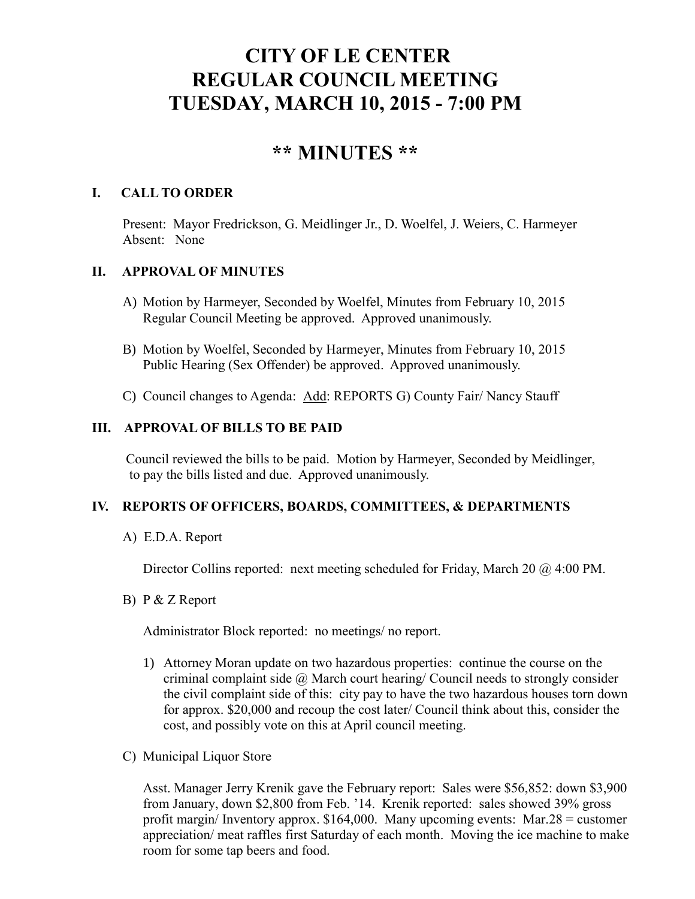# CITY OF LE CENTER
# REGULAR COUNCIL MEETING
# TUESDAY, MARCH 10, 2015 - 7:00 PM

## ** MINUTES **

### I. CALL TO ORDER

Present: Mayor Fredrickson, G. Meidlinger Jr., D. Woelfel, J. Weiers, C. Harmeyer
Absent: None

### II. APPROVAL OF MINUTES

A) Motion by Harmeyer, Seconded by Woelfel, Minutes from February 10, 2015 Regular Council Meeting be approved. Approved unanimously.

B) Motion by Woelfel, Seconded by Harmeyer, Minutes from February 10, 2015 Public Hearing (Sex Offender) be approved. Approved unanimously.

C) Council changes to Agenda: Add: REPORTS G) County Fair/ Nancy Stauff

### III. APPROVAL OF BILLS TO BE PAID

Council reviewed the bills to be paid. Motion by Harmeyer, Seconded by Meidlinger, to pay the bills listed and due. Approved unanimously.

### IV. REPORTS OF OFFICERS, BOARDS, COMMITTEES, & DEPARTMENTS

A) E.D.A. Report

Director Collins reported: next meeting scheduled for Friday, March 20 @ 4:00 PM.

B) P & Z Report

Administrator Block reported: no meetings/ no report.

1) Attorney Moran update on two hazardous properties: continue the course on the criminal complaint side @ March court hearing/ Council needs to strongly consider the civil complaint side of this: city pay to have the two hazardous houses torn down for approx. $20,000 and recoup the cost later/ Council think about this, consider the cost, and possibly vote on this at April council meeting.

C) Municipal Liquor Store

Asst. Manager Jerry Krenik gave the February report: Sales were $56,852: down $3,900 from January, down $2,800 from Feb. '14. Krenik reported: sales showed 39% gross profit margin/ Inventory approx. $164,000. Many upcoming events: Mar.28 = customer appreciation/ meat raffles first Saturday of each month. Moving the ice machine to make room for some tap beers and food.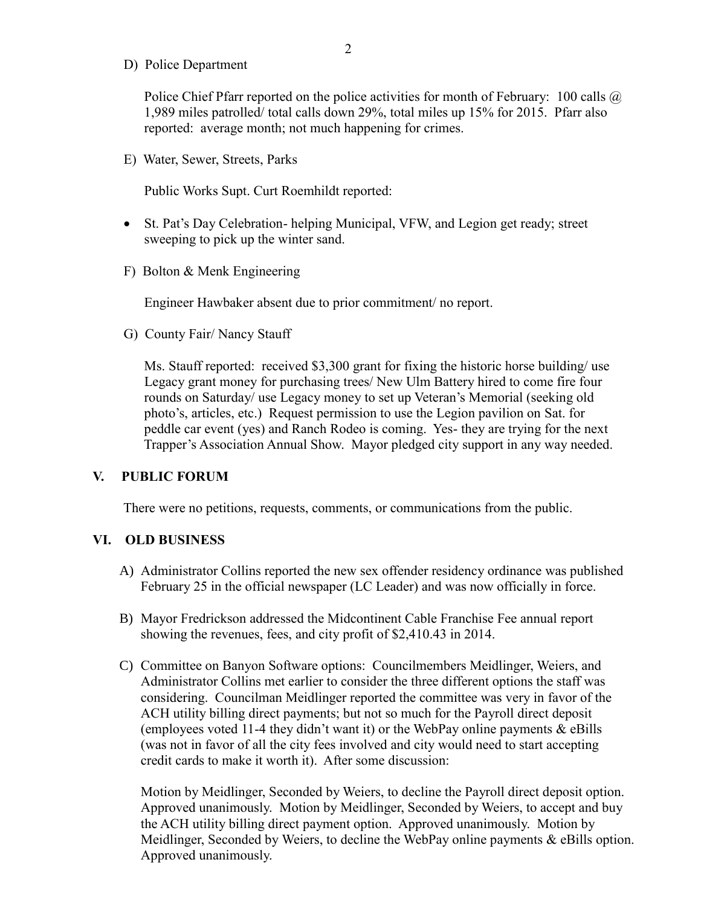D) Police Department

Police Chief Pfarr reported on the police activities for month of February: 100 calls @ 1,989 miles patrolled/ total calls down 29%, total miles up 15% for 2015. Pfarr also reported: average month; not much happening for crimes.

E) Water, Sewer, Streets, Parks

Public Works Supt. Curt Roemhildt reported:

- St. Pat's Day Celebration- helping Municipal, VFW, and Legion get ready; street sweeping to pick up the winter sand.

F) Bolton & Menk Engineering

Engineer Hawbaker absent due to prior commitment/ no report.

G) County Fair/ Nancy Stauff

Ms. Stauff reported: received $3,300 grant for fixing the historic horse building/ use Legacy grant money for purchasing trees/ New Ulm Battery hired to come fire four rounds on Saturday/ use Legacy money to set up Veteran's Memorial (seeking old photo's, articles, etc.) Request permission to use the Legion pavilion on Sat. for peddle car event (yes) and Ranch Rodeo is coming. Yes- they are trying for the next Trapper's Association Annual Show. Mayor pledged city support in any way needed.

## V. PUBLIC FORUM

There were no petitions, requests, comments, or communications from the public.

## VI. OLD BUSINESS

A) Administrator Collins reported the new sex offender residency ordinance was published February 25 in the official newspaper (LC Leader) and was now officially in force.

B) Mayor Fredrickson addressed the Midcontinent Cable Franchise Fee annual report showing the revenues, fees, and city profit of $2,410.43 in 2014.

C) Committee on Banyon Software options: Councilmembers Meidlinger, Weiers, and Administrator Collins met earlier to consider the three different options the staff was considering. Councilman Meidlinger reported the committee was very in favor of the ACH utility billing direct payments; but not so much for the Payroll direct deposit (employees voted 11-4 they didn't want it) or the WebPay online payments & eBills (was not in favor of all the city fees involved and city would need to start accepting credit cards to make it worth it). After some discussion:

Motion by Meidlinger, Seconded by Weiers, to decline the Payroll direct deposit option. Approved unanimously. Motion by Meidlinger, Seconded by Weiers, to accept and buy the ACH utility billing direct payment option. Approved unanimously. Motion by Meidlinger, Seconded by Weiers, to decline the WebPay online payments & eBills option. Approved unanimously.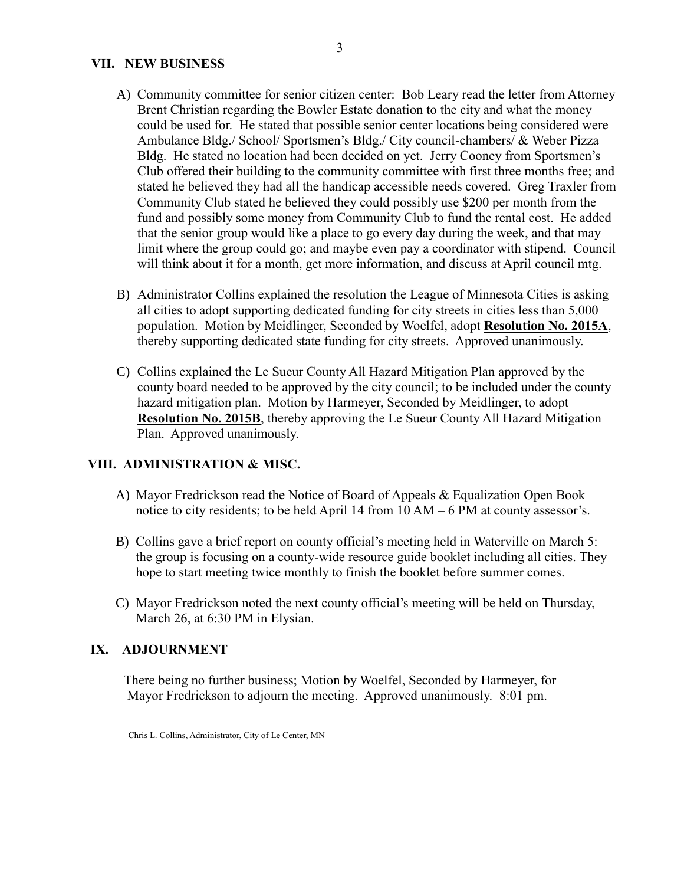## VII. NEW BUSINESS

A) Community committee for senior citizen center: Bob Leary read the letter from Attorney Brent Christian regarding the Bowler Estate donation to the city and what the money could be used for. He stated that possible senior center locations being considered were Ambulance Bldg./ School/ Sportsmen's Bldg./ City council-chambers/ & Weber Pizza Bldg. He stated no location had been decided on yet. Jerry Cooney from Sportsmen's Club offered their building to the community committee with first three months free; and stated he believed they had all the handicap accessible needs covered. Greg Traxler from Community Club stated he believed they could possibly use $200 per month from the fund and possibly some money from Community Club to fund the rental cost. He added that the senior group would like a place to go every day during the week, and that may limit where the group could go; and maybe even pay a coordinator with stipend. Council will think about it for a month, get more information, and discuss at April council mtg.

B) Administrator Collins explained the resolution the League of Minnesota Cities is asking all cities to adopt supporting dedicated funding for city streets in cities less than 5,000 population. Motion by Meidlinger, Seconded by Woelfel, adopt **Resolution No. 2015A**, thereby supporting dedicated state funding for city streets. Approved unanimously.

C) Collins explained the Le Sueur County All Hazard Mitigation Plan approved by the county board needed to be approved by the city council; to be included under the county hazard mitigation plan. Motion by Harmeyer, Seconded by Meidlinger, to adopt **Resolution No. 2015B**, thereby approving the Le Sueur County All Hazard Mitigation Plan. Approved unanimously.

## VIII. ADMINISTRATION & MISC.

A) Mayor Fredrickson read the Notice of Board of Appeals & Equalization Open Book notice to city residents; to be held April 14 from 10 AM – 6 PM at county assessor's.

B) Collins gave a brief report on county official's meeting held in Waterville on March 5: the group is focusing on a county-wide resource guide booklet including all cities. They hope to start meeting twice monthly to finish the booklet before summer comes.

C) Mayor Fredrickson noted the next county official's meeting will be held on Thursday, March 26, at 6:30 PM in Elysian.

## IX. ADJOURNMENT

There being no further business; Motion by Woelfel, Seconded by Harmeyer, for Mayor Fredrickson to adjourn the meeting. Approved unanimously. 8:01 pm.

Chris L. Collins, Administrator, City of Le Center, MN